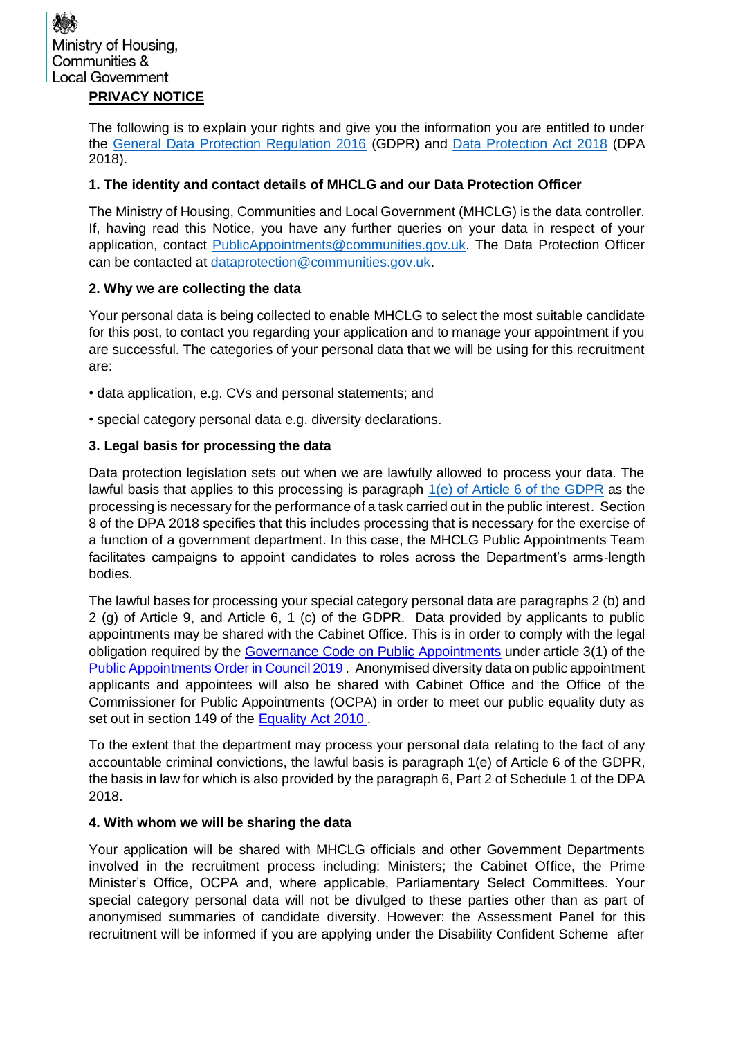Ministry of Housing, Communities & Local Government

**PRIVACY NOTICE**

The following is to explain your rights and give you the information you are entitled to under the General Data Protection Regulation 2016 (GDPR) and Data Protection Act 2018 (DPA 2018).

**1. The identity and contact details of MHCLG and our Data Protection Officer**

The Ministry of Housing, Communities and Local Government (MHCLG) is the data controller. If, having read this Notice, you have any further queries on your data in respect of your application, contact PublicAppointments@communities.gov.uk. The Data Protection Officer can be contacted at dataprotection@communities.gov.uk.

**2. Why we are collecting the data**

Your personal data is being collected to enable MHCLG to select the most suitable candidate for this post, to contact you regarding your application and to manage your appointment if you are successful. The categories of your personal data that we will be using for this recruitment are:

- data application, e.g. CVs and personal statements; and
- special category personal data e.g. diversity declarations.

**3. Legal basis for processing the data**

Data protection legislation sets out when we are lawfully allowed to process your data. The lawful basis that applies to this processing is paragraph 1(e) of Article 6 of the GDPR as the processing is necessary for the performance of a task carried out in the public interest. Section 8 of the DPA 2018 specifies that this includes processing that is necessary for the exercise of a function of a government department. In this case, the MHCLG Public Appointments Team facilitates campaigns to appoint candidates to roles across the Department's arms-length bodies.

The lawful bases for processing your special category personal data are paragraphs 2 (b) and 2 (g) of Article 9, and Article 6, 1 (c) of the GDPR. Data provided by applicants to public appointments may be shared with the Cabinet Office. This is in order to comply with the legal obligation required by the Governance Code on Public Appointments under article 3(1) of the Public Appointments Order in Council 2019. Anonymised diversity data on public appointment applicants and appointees will also be shared with Cabinet Office and the Office of the Commissioner for Public Appointments (OCPA) in order to meet our public equality duty as set out in section 149 of the Equality Act 2010.

To the extent that the department may process your personal data relating to the fact of any accountable criminal convictions, the lawful basis is paragraph 1(e) of Article 6 of the GDPR, the basis in law for which is also provided by the paragraph 6, Part 2 of Schedule 1 of the DPA 2018.

**4. With whom we will be sharing the data**

Your application will be shared with MHCLG officials and other Government Departments involved in the recruitment process including: Ministers; the Cabinet Office, the Prime Minister's Office, OCPA and, where applicable, Parliamentary Select Committees. Your special category personal data will not be divulged to these parties other than as part of anonymised summaries of candidate diversity. However: the Assessment Panel for this recruitment will be informed if you are applying under the Disability Confident Scheme after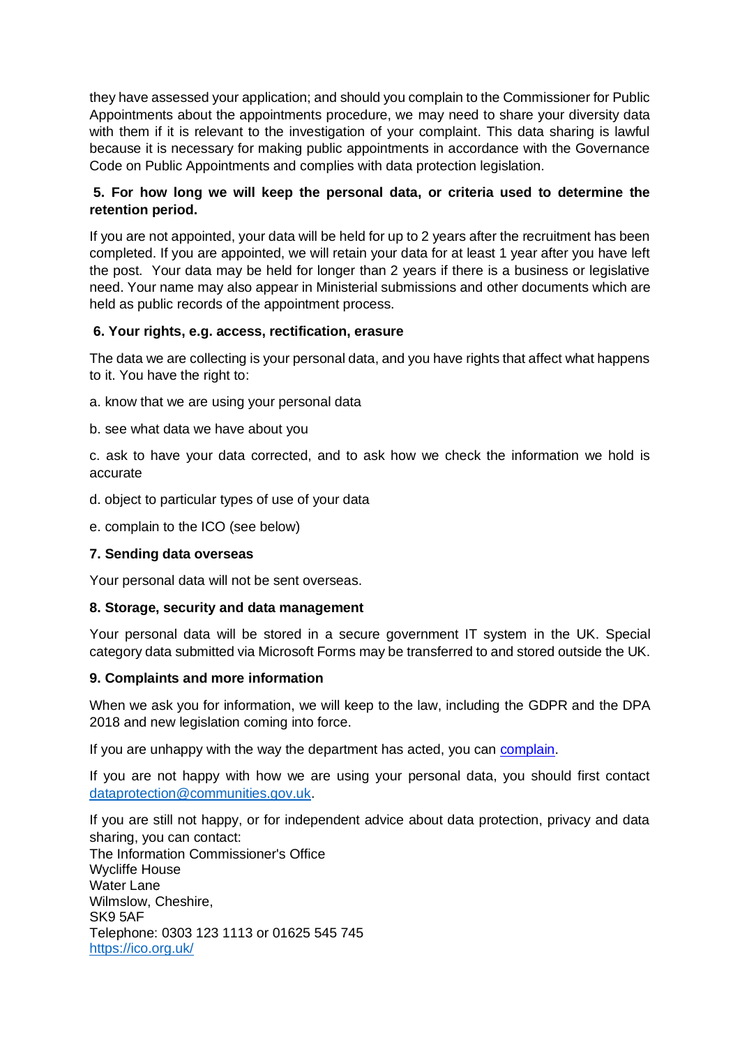they have assessed your application; and should you complain to the Commissioner for Public Appointments about the appointments procedure, we may need to share your diversity data with them if it is relevant to the investigation of your complaint. This data sharing is lawful because it is necessary for making public appointments in accordance with the Governance Code on Public Appointments and complies with data protection legislation.

**5. For how long we will keep the personal data, or criteria used to determine the retention period.**

If you are not appointed, your data will be held for up to 2 years after the recruitment has been completed. If you are appointed, we will retain your data for at least 1 year after you have left the post. Your data may be held for longer than 2 years if there is a business or legislative need. Your name may also appear in Ministerial submissions and other documents which are held as public records of the appointment process.

**6. Your rights, e.g. access, rectification, erasure**

The data we are collecting is your personal data, and you have rights that affect what happens to it. You have the right to:

a. know that we are using your personal data

b. see what data we have about you

c. ask to have your data corrected, and to ask how we check the information we hold is accurate

d. object to particular types of use of your data

e. complain to the ICO (see below)

**7. Sending data overseas**

Your personal data will not be sent overseas.

**8. Storage, security and data management**

Your personal data will be stored in a secure government IT system in the UK. Special category data submitted via Microsoft Forms may be transferred to and stored outside the UK.

**9. Complaints and more information**

When we ask you for information, we will keep to the law, including the GDPR and the DPA 2018 and new legislation coming into force.

If you are unhappy with the way the department has acted, you can [complain](#).

If you are not happy with how we are using your personal data, you should first contact [dataprotection@communities.gov.uk](mailto:dataprotection@communities.gov.uk).

If you are still not happy, or for independent advice about data protection, privacy and data sharing, you can contact:
The Information Commissioner's Office
Wycliffe House
Water Lane
Wilmslow, Cheshire,
SK9 5AF
Telephone: 0303 123 1113 or 01625 545 745
[https://ico.org.uk/](https://ico.org.uk/)